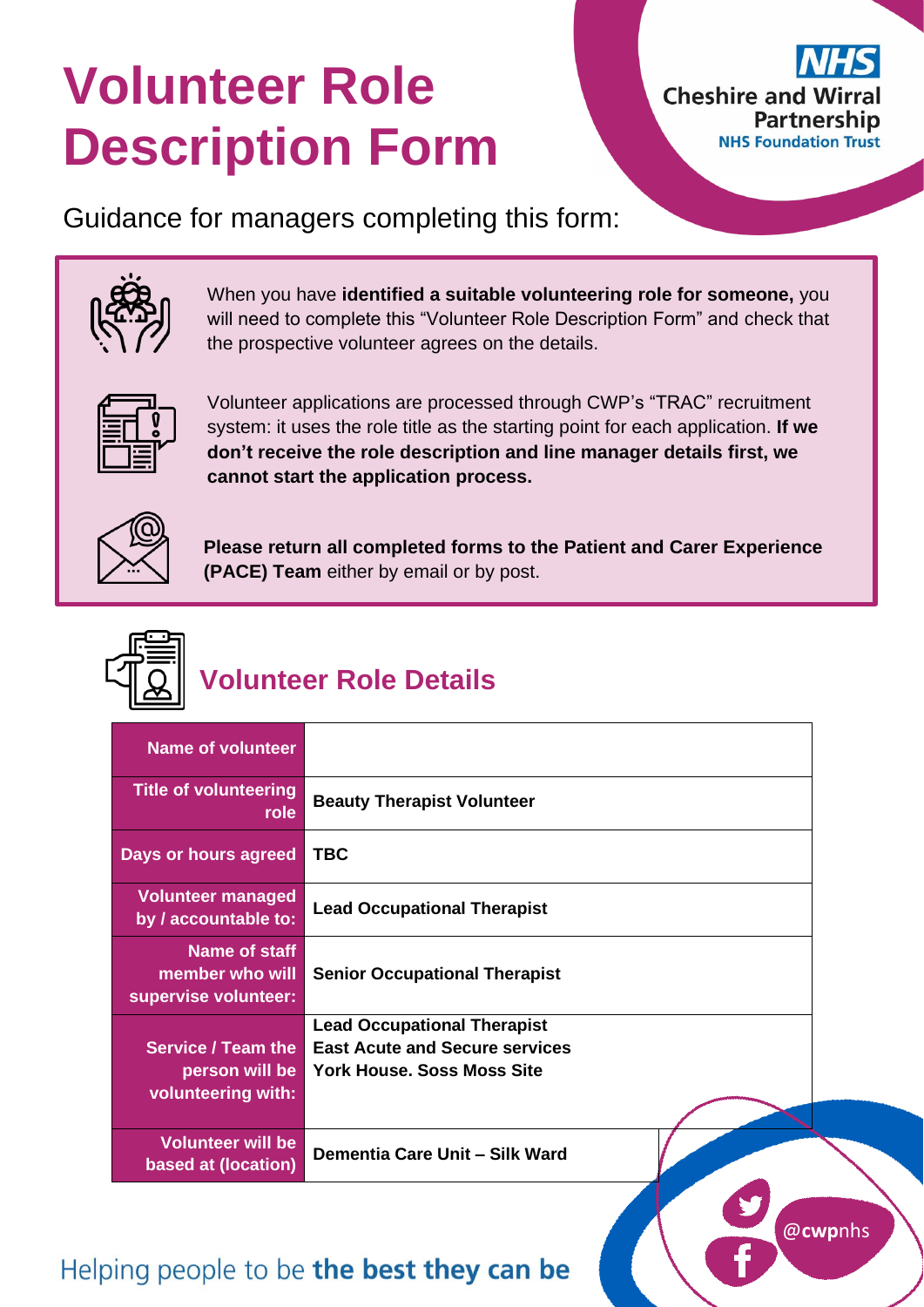# Volunteer Role Description Form

Guidance for managers completing this form:

When you have **identified a suitable volunteering role for someone,** you will need to complete this "Volunteer Role Description Form" and check that the prospective volunteer agrees on the details.

Volunteer applications are processed through CWP's "TRAC" recruitment system: it uses the role title as the starting point for each application. **If we don't receive the role description and line manager details first, we cannot start the application process.**

**Please return all completed forms to the Patient and Carer Experience (PACE) Team** either by email or by post.

## Volunteer Role Details

| | |
|---|---|
| **Name of volunteer** | |
| **Title of volunteering role** | **Beauty Therapist Volunteer** |
| **Days or hours agreed** | **TBC** |
| **Volunteer managed by / accountable to:** | **Lead Occupational Therapist** |
| **Name of staff member who will supervise volunteer:** | **Senior Occupational Therapist** |
| **Service / Team the person will be volunteering with:** | **Lead Occupational Therapist**<br>**East Acute and Secure services**<br>**York House. Soss Moss Site** |
| **Volunteer will be based at (location)** | **Dementia Care Unit – Silk Ward** |

Helping people to be **the best they can be**

@cwpnhs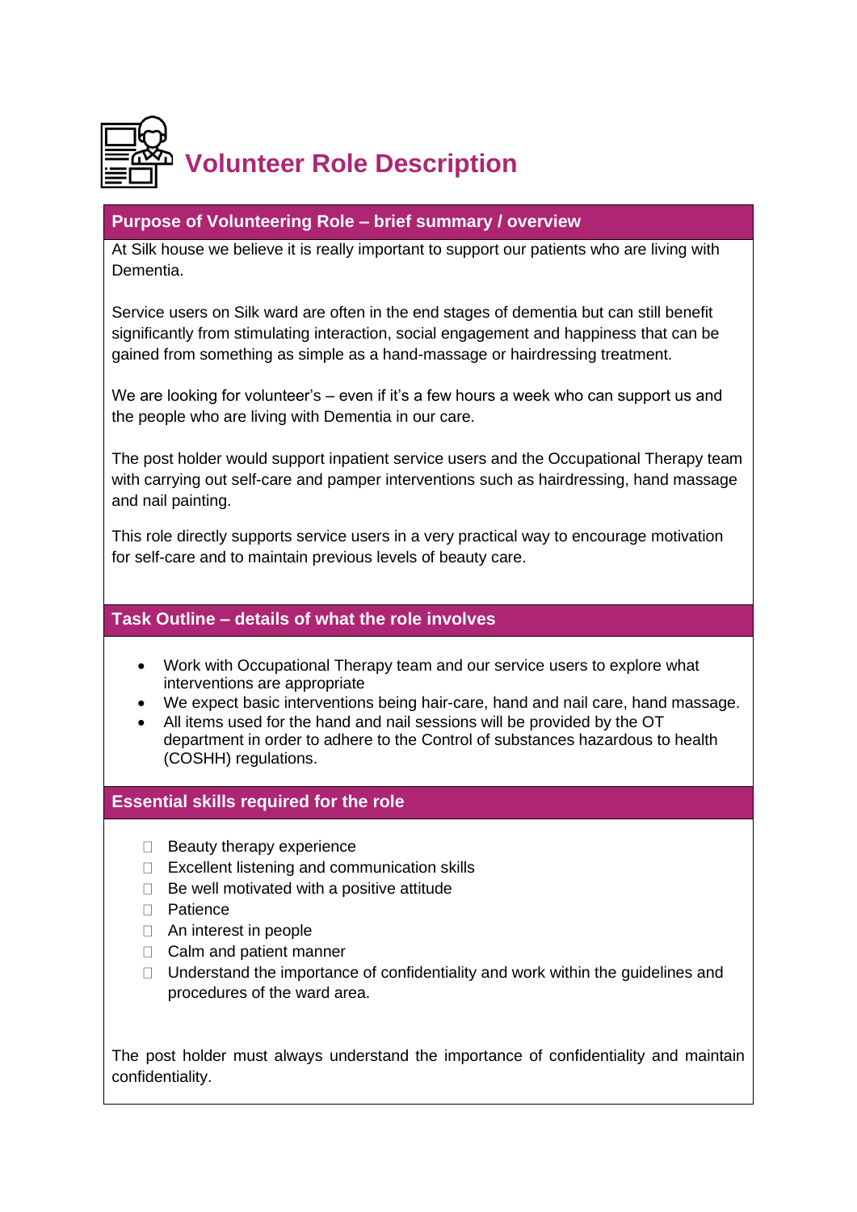# Volunteer Role Description

## Purpose of Volunteering Role – brief summary / overview

At Silk house we believe it is really important to support our patients who are living with Dementia.

Service users on Silk ward are often in the end stages of dementia but can still benefit significantly from stimulating interaction, social engagement and happiness that can be gained from something as simple as a hand-massage or hairdressing treatment.

We are looking for volunteer's – even if it's a few hours a week who can support us and the people who are living with Dementia in our care.

The post holder would support inpatient service users and the Occupational Therapy team with carrying out self-care and pamper interventions such as hairdressing, hand massage and nail painting.

This role directly supports service users in a very practical way to encourage motivation for self-care and to maintain previous levels of beauty care.

## Task Outline – details of what the role involves

- Work with Occupational Therapy team and our service users to explore what interventions are appropriate
- We expect basic interventions being hair-care, hand and nail care, hand massage.
- All items used for the hand and nail sessions will be provided by the OT department in order to adhere to the Control of substances hazardous to health (COSHH) regulations.

## Essential skills required for the role

- Beauty therapy experience
- Excellent listening and communication skills
- Be well motivated with a positive attitude
- Patience
- An interest in people
- Calm and patient manner
- Understand the importance of confidentiality and work within the guidelines and procedures of the ward area.

The post holder must always understand the importance of confidentiality and maintain confidentiality.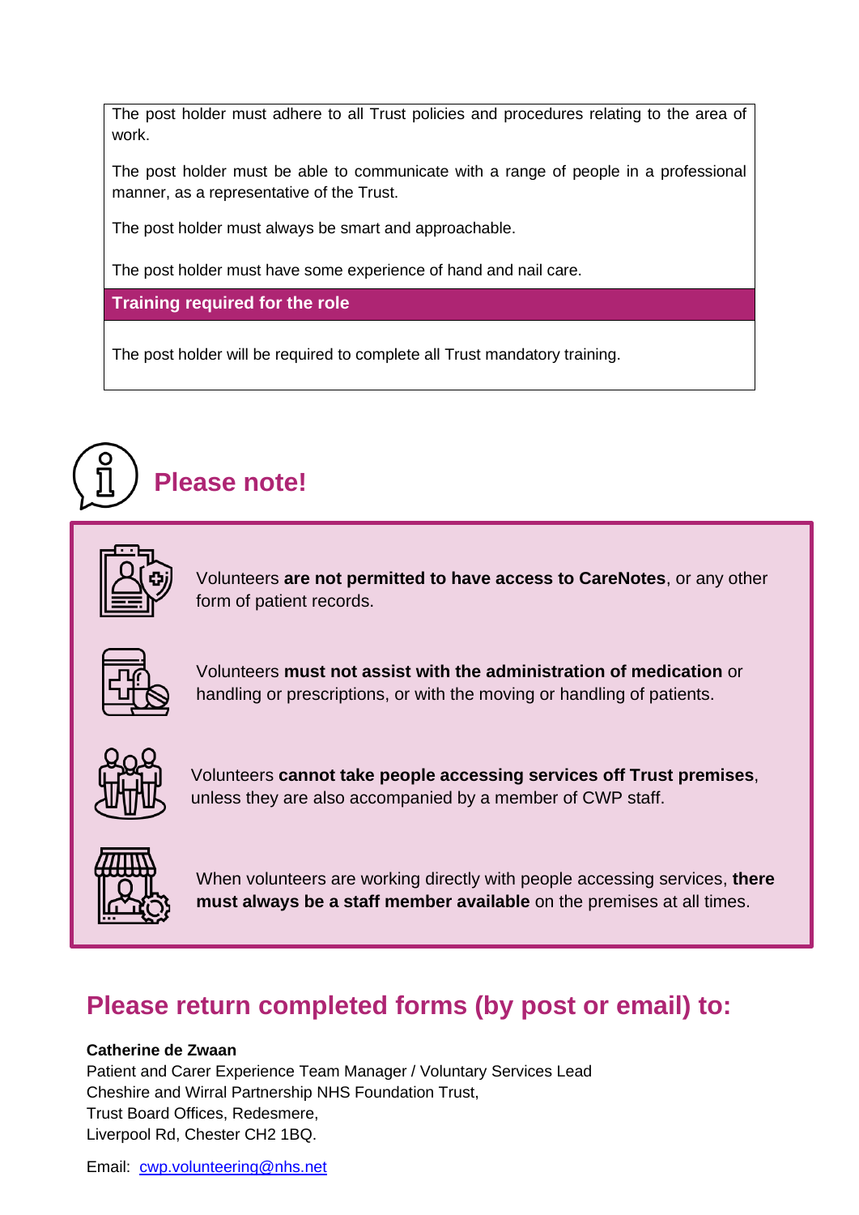The post holder must adhere to all Trust policies and procedures relating to the area of work.

The post holder must be able to communicate with a range of people in a professional manner, as a representative of the Trust.

The post holder must always be smart and approachable.

The post holder must have some experience of hand and nail care.

**Training required for the role**

The post holder will be required to complete all Trust mandatory training.

## Please note!

Volunteers **are not permitted to have access to CareNotes**, or any other form of patient records.

Volunteers **must not assist with the administration of medication** or handling or prescriptions, or with the moving or handling of patients.

Volunteers **cannot take people accessing services off Trust premises**, unless they are also accompanied by a member of CWP staff.

When volunteers are working directly with people accessing services, **there must always be a staff member available** on the premises at all times.

## Please return completed forms (by post or email) to:

**Catherine de Zwaan**
Patient and Carer Experience Team Manager / Voluntary Services Lead
Cheshire and Wirral Partnership NHS Foundation Trust,
Trust Board Offices, Redesmere,
Liverpool Rd, Chester CH2 1BQ.

Email: cwp.volunteering@nhs.net